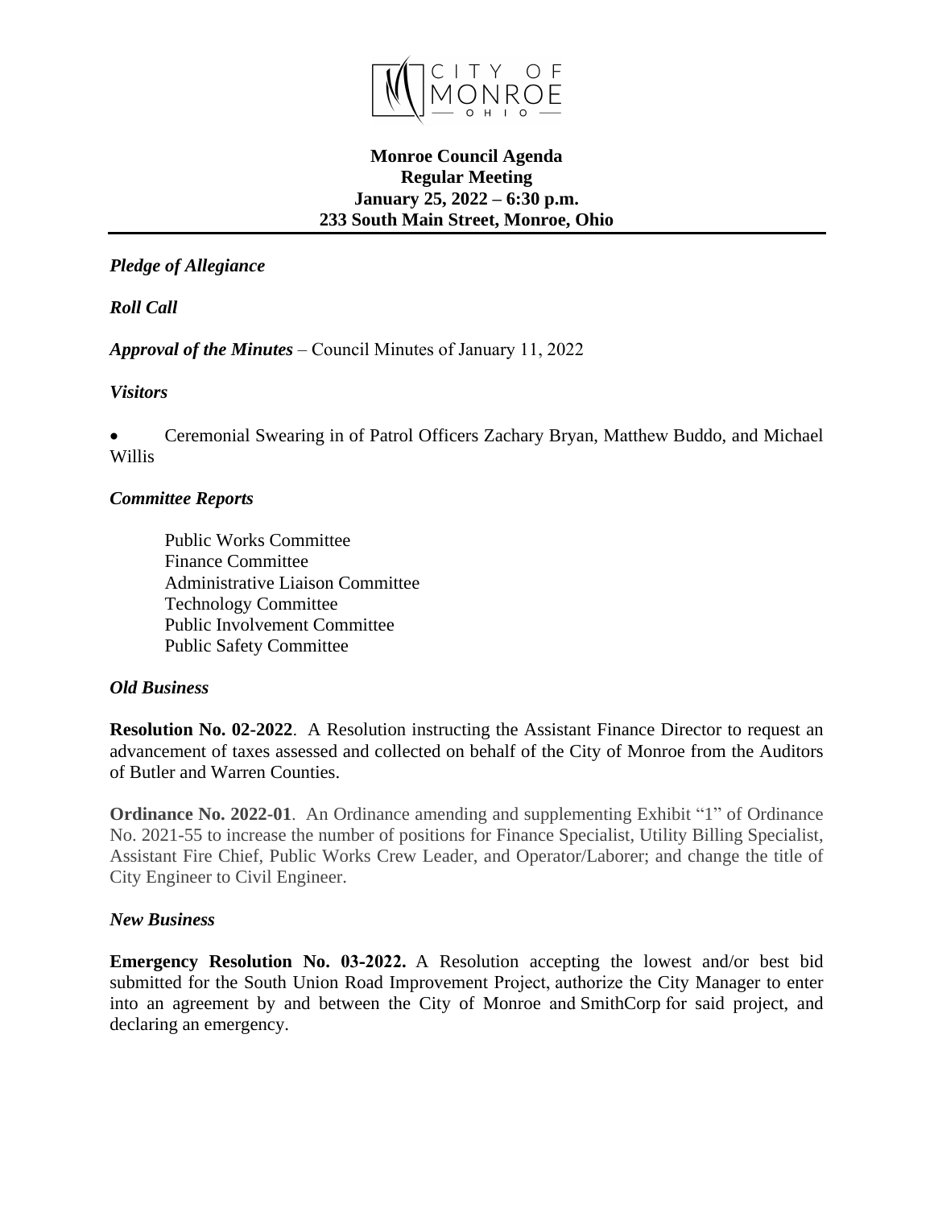CITY OF MONROE OHIO

**Monroe Council Agenda**
**Regular Meeting**
**January 25, 2022 – 6:30 p.m.**
**233 South Main Street, Monroe, Ohio**

---

***Pledge of Allegiance***

***Roll Call***

***Approval of the Minutes*** – Council Minutes of January 11, 2022

***Visitors***

- Ceremonial Swearing in of Patrol Officers Zachary Bryan, Matthew Buddo, and Michael Willis

***Committee Reports***

Public Works Committee
Finance Committee
Administrative Liaison Committee
Technology Committee
Public Involvement Committee
Public Safety Committee

***Old Business***

**Resolution No. 02-2022**. A Resolution instructing the Assistant Finance Director to request an advancement of taxes assessed and collected on behalf of the City of Monroe from the Auditors of Butler and Warren Counties.

**Ordinance No. 2022-01**. An Ordinance amending and supplementing Exhibit "1" of Ordinance No. 2021-55 to increase the number of positions for Finance Specialist, Utility Billing Specialist, Assistant Fire Chief, Public Works Crew Leader, and Operator/Laborer; and change the title of City Engineer to Civil Engineer.

***New Business***

**Emergency Resolution No. 03-2022.** A Resolution accepting the lowest and/or best bid submitted for the South Union Road Improvement Project, authorize the City Manager to enter into an agreement by and between the City of Monroe and SmithCorp for said project, and declaring an emergency.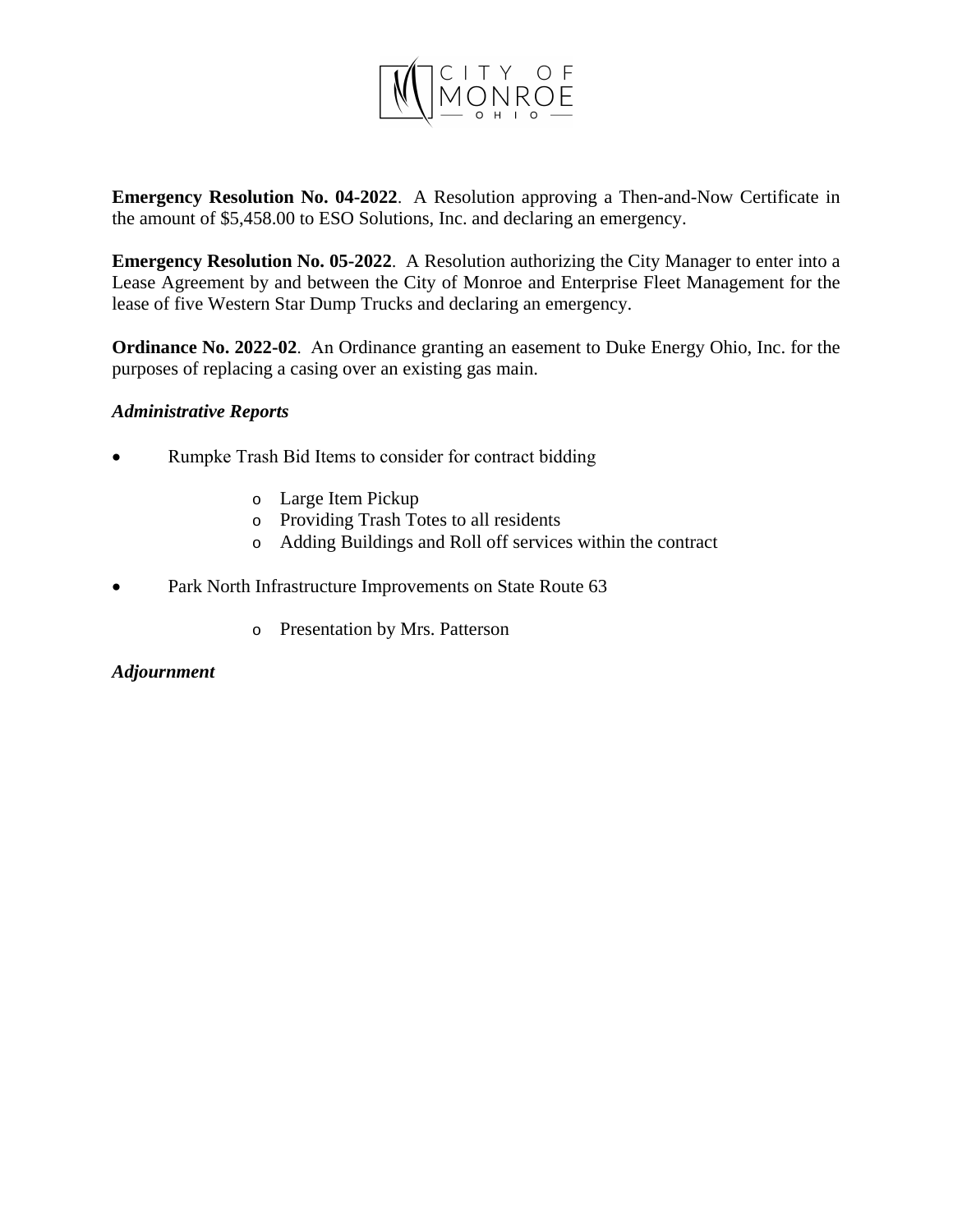**Emergency Resolution No. 04-2022**. A Resolution approving a Then-and-Now Certificate in the amount of $5,458.00 to ESO Solutions, Inc. and declaring an emergency.

**Emergency Resolution No. 05-2022**. A Resolution authorizing the City Manager to enter into a Lease Agreement by and between the City of Monroe and Enterprise Fleet Management for the lease of five Western Star Dump Trucks and declaring an emergency.

**Ordinance No. 2022-02**. An Ordinance granting an easement to Duke Energy Ohio, Inc. for the purposes of replacing a casing over an existing gas main.

***Administrative Reports***

- Rumpke Trash Bid Items to consider for contract bidding
  - Large Item Pickup
  - Providing Trash Totes to all residents
  - Adding Buildings and Roll off services within the contract
- Park North Infrastructure Improvements on State Route 63
  - Presentation by Mrs. Patterson

***Adjournment***